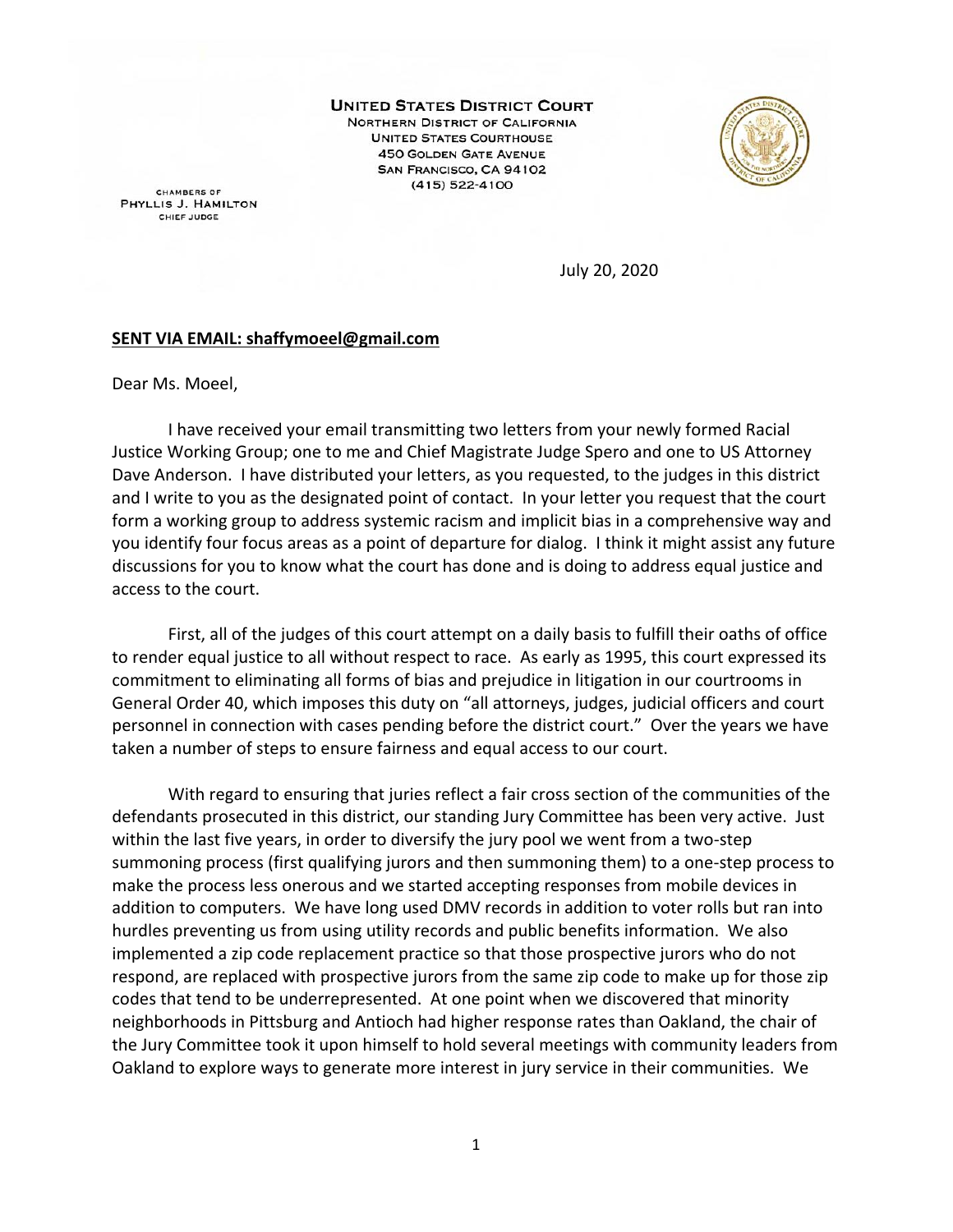**UNITED STATES DISTRICT COURT**
NORTHERN DISTRICT OF CALIFORNIA
UNITED STATES COURTHOUSE
450 GOLDEN GATE AVENUE
SAN FRANCISCO, CA 94102
(415) 522-4100

CHAMBERS OF
PHYLLIS J. HAMILTON
CHIEF JUDGE

July 20, 2020

**SENT VIA EMAIL: shaffymoeel@gmail.com**

Dear Ms. Moeel,

I have received your email transmitting two letters from your newly formed Racial Justice Working Group; one to me and Chief Magistrate Judge Spero and one to US Attorney Dave Anderson. I have distributed your letters, as you requested, to the judges in this district and I write to you as the designated point of contact. In your letter you request that the court form a working group to address systemic racism and implicit bias in a comprehensive way and you identify four focus areas as a point of departure for dialog. I think it might assist any future discussions for you to know what the court has done and is doing to address equal justice and access to the court.

First, all of the judges of this court attempt on a daily basis to fulfill their oaths of office to render equal justice to all without respect to race. As early as 1995, this court expressed its commitment to eliminating all forms of bias and prejudice in litigation in our courtrooms in General Order 40, which imposes this duty on "all attorneys, judges, judicial officers and court personnel in connection with cases pending before the district court." Over the years we have taken a number of steps to ensure fairness and equal access to our court.

With regard to ensuring that juries reflect a fair cross section of the communities of the defendants prosecuted in this district, our standing Jury Committee has been very active. Just within the last five years, in order to diversify the jury pool we went from a two-step summoning process (first qualifying jurors and then summoning them) to a one-step process to make the process less onerous and we started accepting responses from mobile devices in addition to computers. We have long used DMV records in addition to voter rolls but ran into hurdles preventing us from using utility records and public benefits information. We also implemented a zip code replacement practice so that those prospective jurors who do not respond, are replaced with prospective jurors from the same zip code to make up for those zip codes that tend to be underrepresented. At one point when we discovered that minority neighborhoods in Pittsburg and Antioch had higher response rates than Oakland, the chair of the Jury Committee took it upon himself to hold several meetings with community leaders from Oakland to explore ways to generate more interest in jury service in their communities. We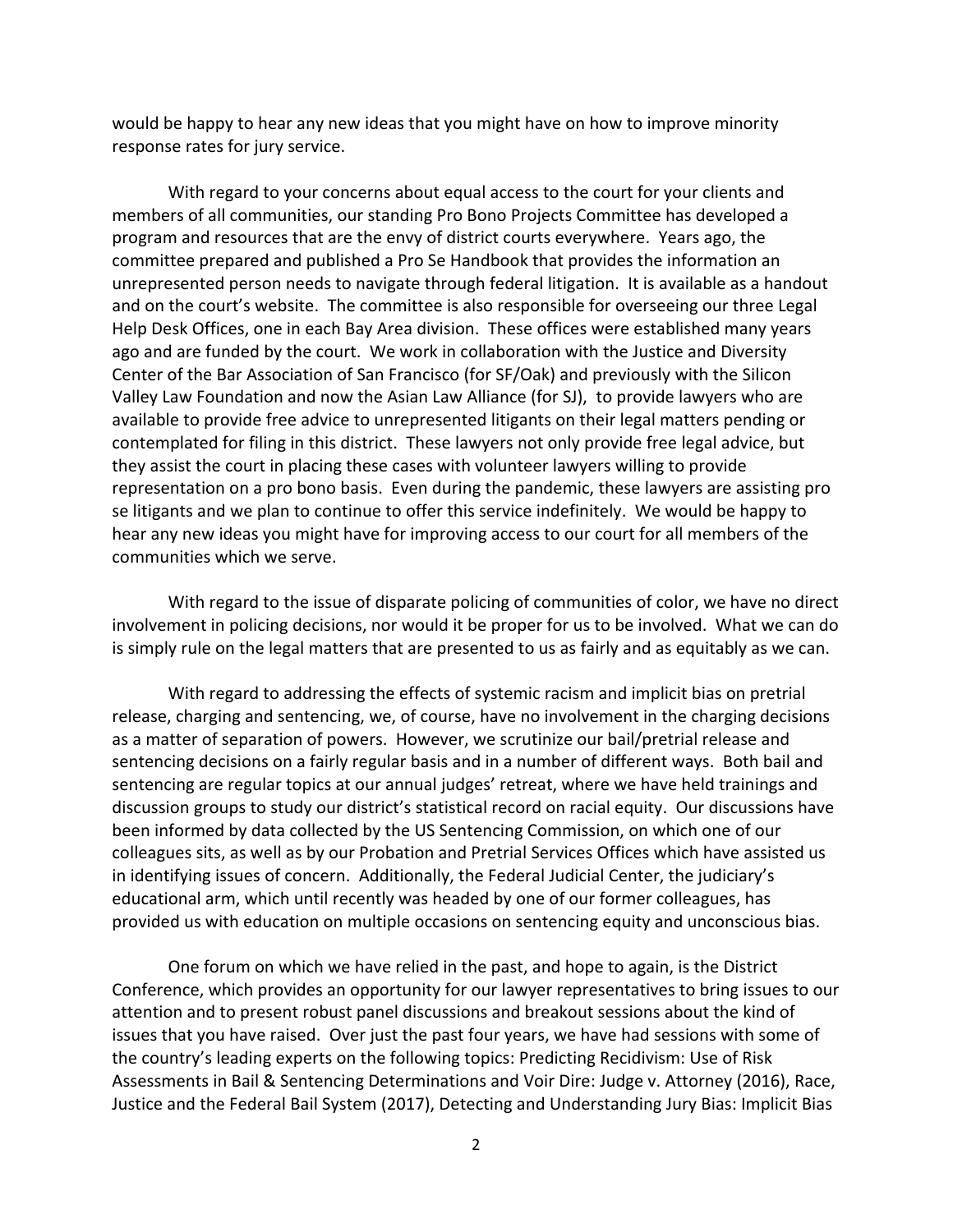would be happy to hear any new ideas that you might have on how to improve minority response rates for jury service.

With regard to your concerns about equal access to the court for your clients and members of all communities, our standing Pro Bono Projects Committee has developed a program and resources that are the envy of district courts everywhere. Years ago, the committee prepared and published a Pro Se Handbook that provides the information an unrepresented person needs to navigate through federal litigation. It is available as a handout and on the court's website. The committee is also responsible for overseeing our three Legal Help Desk Offices, one in each Bay Area division. These offices were established many years ago and are funded by the court. We work in collaboration with the Justice and Diversity Center of the Bar Association of San Francisco (for SF/Oak) and previously with the Silicon Valley Law Foundation and now the Asian Law Alliance (for SJ), to provide lawyers who are available to provide free advice to unrepresented litigants on their legal matters pending or contemplated for filing in this district. These lawyers not only provide free legal advice, but they assist the court in placing these cases with volunteer lawyers willing to provide representation on a pro bono basis. Even during the pandemic, these lawyers are assisting pro se litigants and we plan to continue to offer this service indefinitely. We would be happy to hear any new ideas you might have for improving access to our court for all members of the communities which we serve.

With regard to the issue of disparate policing of communities of color, we have no direct involvement in policing decisions, nor would it be proper for us to be involved. What we can do is simply rule on the legal matters that are presented to us as fairly and as equitably as we can.

With regard to addressing the effects of systemic racism and implicit bias on pretrial release, charging and sentencing, we, of course, have no involvement in the charging decisions as a matter of separation of powers. However, we scrutinize our bail/pretrial release and sentencing decisions on a fairly regular basis and in a number of different ways. Both bail and sentencing are regular topics at our annual judges' retreat, where we have held trainings and discussion groups to study our district's statistical record on racial equity. Our discussions have been informed by data collected by the US Sentencing Commission, on which one of our colleagues sits, as well as by our Probation and Pretrial Services Offices which have assisted us in identifying issues of concern. Additionally, the Federal Judicial Center, the judiciary's educational arm, which until recently was headed by one of our former colleagues, has provided us with education on multiple occasions on sentencing equity and unconscious bias.

One forum on which we have relied in the past, and hope to again, is the District Conference, which provides an opportunity for our lawyer representatives to bring issues to our attention and to present robust panel discussions and breakout sessions about the kind of issues that you have raised. Over just the past four years, we have had sessions with some of the country's leading experts on the following topics: Predicting Recidivism: Use of Risk Assessments in Bail & Sentencing Determinations and Voir Dire: Judge v. Attorney (2016), Race, Justice and the Federal Bail System (2017), Detecting and Understanding Jury Bias: Implicit Bias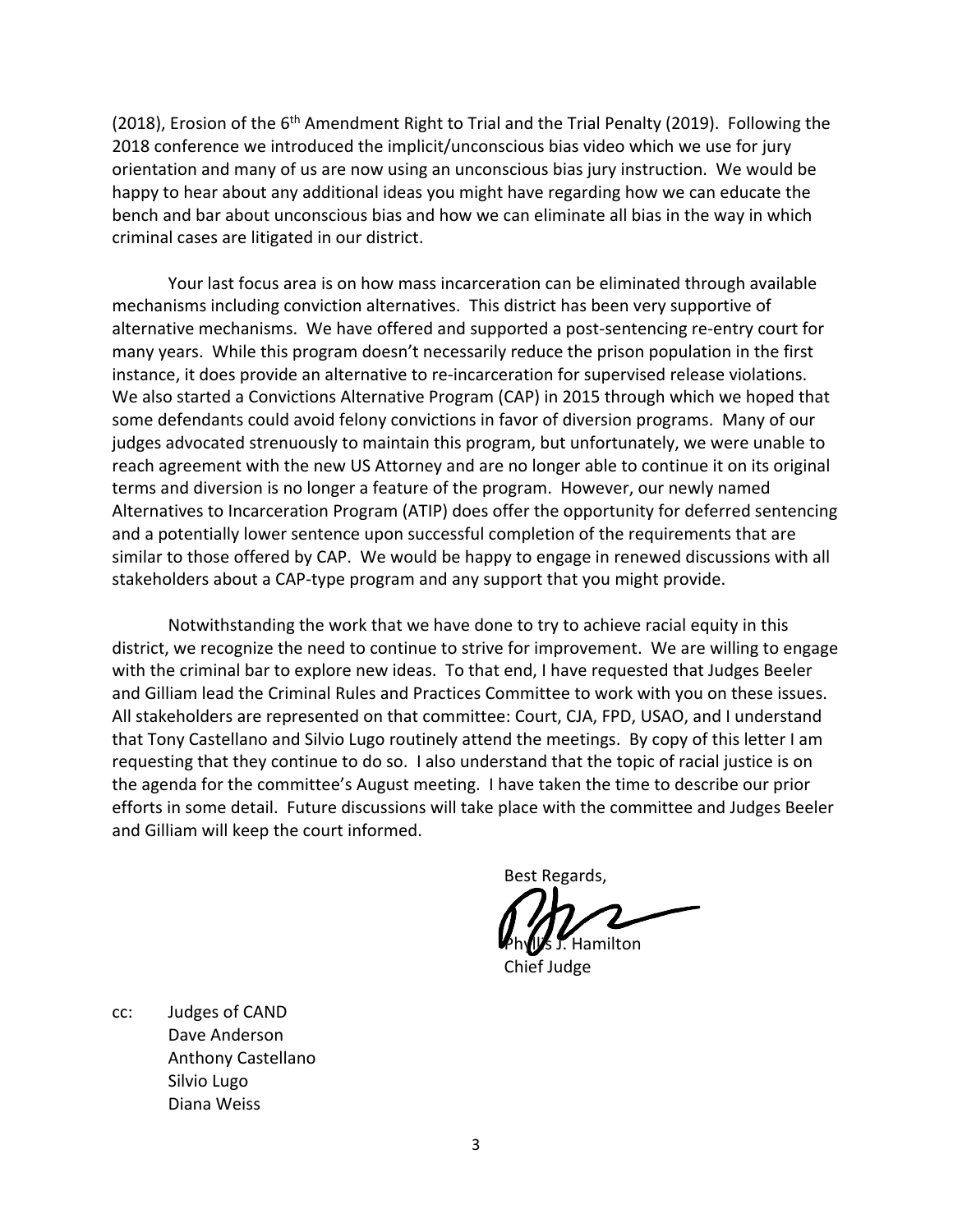(2018), Erosion of the 6th Amendment Right to Trial and the Trial Penalty (2019). Following the 2018 conference we introduced the implicit/unconscious bias video which we use for jury orientation and many of us are now using an unconscious bias jury instruction. We would be happy to hear about any additional ideas you might have regarding how we can educate the bench and bar about unconscious bias and how we can eliminate all bias in the way in which criminal cases are litigated in our district.

Your last focus area is on how mass incarceration can be eliminated through available mechanisms including conviction alternatives. This district has been very supportive of alternative mechanisms. We have offered and supported a post-sentencing re-entry court for many years. While this program doesn't necessarily reduce the prison population in the first instance, it does provide an alternative to re-incarceration for supervised release violations. We also started a Convictions Alternative Program (CAP) in 2015 through which we hoped that some defendants could avoid felony convictions in favor of diversion programs. Many of our judges advocated strenuously to maintain this program, but unfortunately, we were unable to reach agreement with the new US Attorney and are no longer able to continue it on its original terms and diversion is no longer a feature of the program. However, our newly named Alternatives to Incarceration Program (ATIP) does offer the opportunity for deferred sentencing and a potentially lower sentence upon successful completion of the requirements that are similar to those offered by CAP. We would be happy to engage in renewed discussions with all stakeholders about a CAP-type program and any support that you might provide.

Notwithstanding the work that we have done to try to achieve racial equity in this district, we recognize the need to continue to strive for improvement. We are willing to engage with the criminal bar to explore new ideas. To that end, I have requested that Judges Beeler and Gilliam lead the Criminal Rules and Practices Committee to work with you on these issues. All stakeholders are represented on that committee: Court, CJA, FPD, USAO, and I understand that Tony Castellano and Silvio Lugo routinely attend the meetings. By copy of this letter I am requesting that they continue to do so. I also understand that the topic of racial justice is on the agenda for the committee's August meeting. I have taken the time to describe our prior efforts in some detail. Future discussions will take place with the committee and Judges Beeler and Gilliam will keep the court informed.

Best Regards,

Phyllis J. Hamilton
Chief Judge

cc: Judges of CAND
Dave Anderson
Anthony Castellano
Silvio Lugo
Diana Weiss